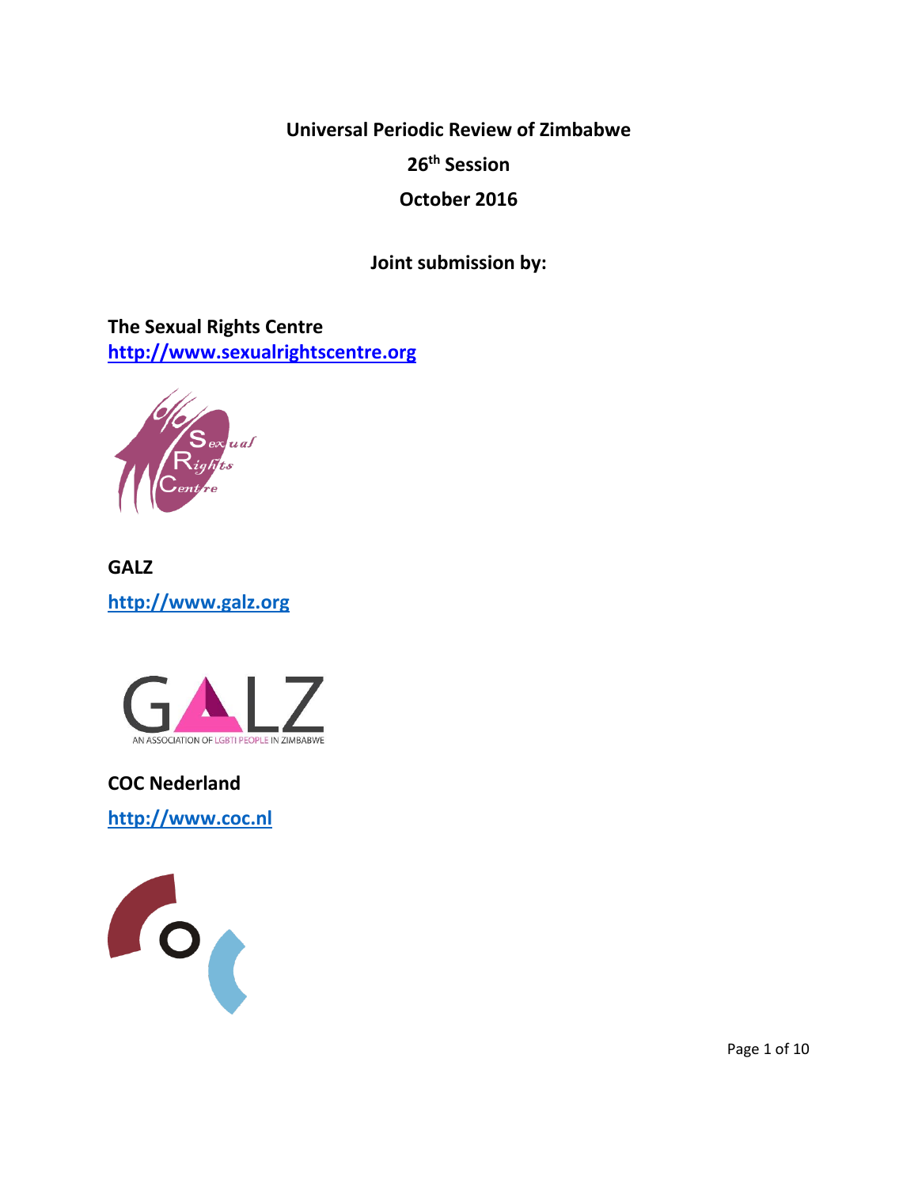**Universal Periodic Review of Zimbabwe**

**26th Session**

**October 2016**

**Joint submission by:**

**The Sexual Rights Centre**
**http://www.sexualrightscentre.org**

**GALZ**

**http://www.galz.org**

**COC Nederland**

**http://www.coc.nl**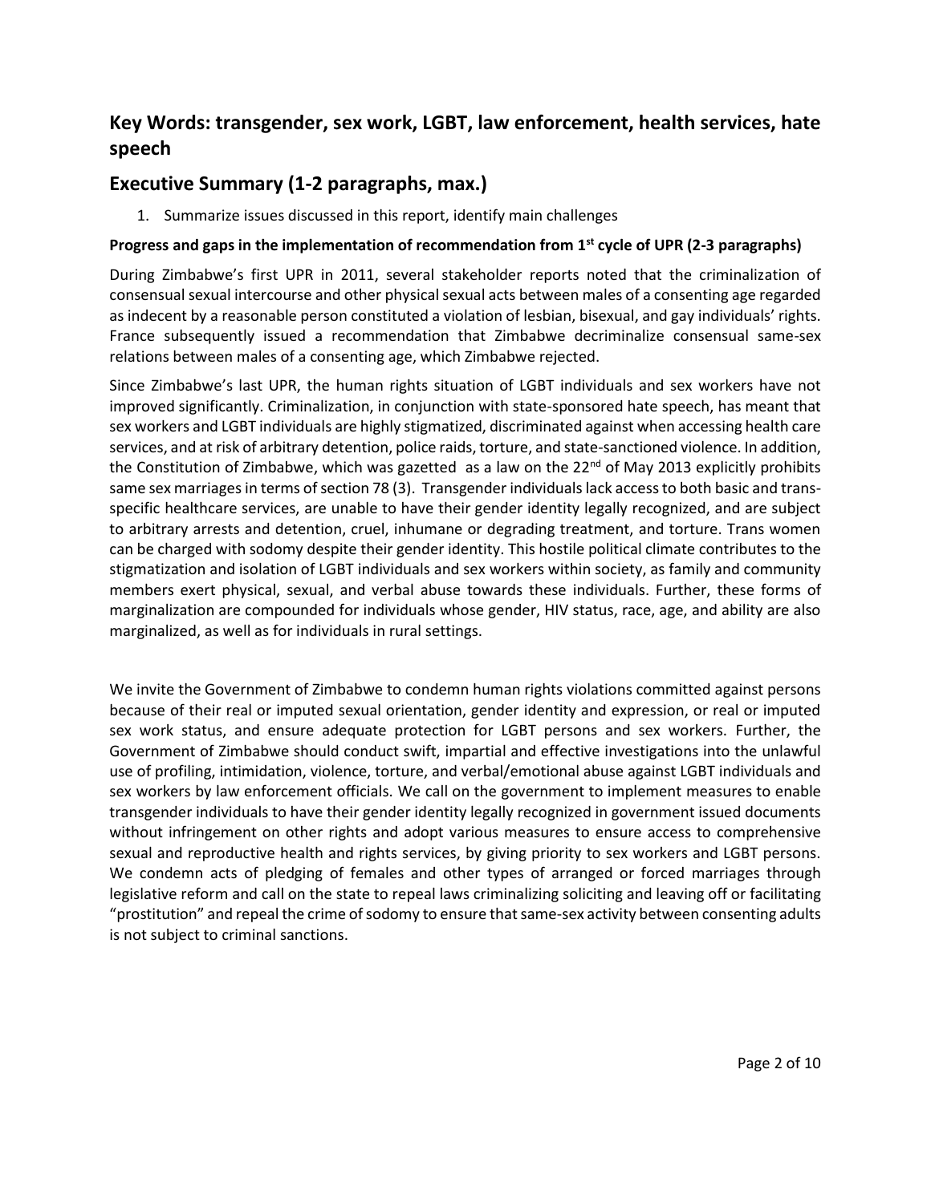## Key Words: transgender, sex work, LGBT, law enforcement, health services, hate speech

## Executive Summary (1-2 paragraphs, max.)

1. Summarize issues discussed in this report, identify main challenges

**Progress and gaps in the implementation of recommendation from 1st cycle of UPR (2-3 paragraphs)**

During Zimbabwe's first UPR in 2011, several stakeholder reports noted that the criminalization of consensual sexual intercourse and other physical sexual acts between males of a consenting age regarded as indecent by a reasonable person constituted a violation of lesbian, bisexual, and gay individuals' rights. France subsequently issued a recommendation that Zimbabwe decriminalize consensual same-sex relations between males of a consenting age, which Zimbabwe rejected.

Since Zimbabwe's last UPR, the human rights situation of LGBT individuals and sex workers have not improved significantly. Criminalization, in conjunction with state-sponsored hate speech, has meant that sex workers and LGBT individuals are highly stigmatized, discriminated against when accessing health care services, and at risk of arbitrary detention, police raids, torture, and state-sanctioned violence. In addition, the Constitution of Zimbabwe, which was gazetted as a law on the 22nd of May 2013 explicitly prohibits same sex marriages in terms of section 78 (3). Transgender individuals lack access to both basic and trans-specific healthcare services, are unable to have their gender identity legally recognized, and are subject to arbitrary arrests and detention, cruel, inhumane or degrading treatment, and torture. Trans women can be charged with sodomy despite their gender identity. This hostile political climate contributes to the stigmatization and isolation of LGBT individuals and sex workers within society, as family and community members exert physical, sexual, and verbal abuse towards these individuals. Further, these forms of marginalization are compounded for individuals whose gender, HIV status, race, age, and ability are also marginalized, as well as for individuals in rural settings.

We invite the Government of Zimbabwe to condemn human rights violations committed against persons because of their real or imputed sexual orientation, gender identity and expression, or real or imputed sex work status, and ensure adequate protection for LGBT persons and sex workers. Further, the Government of Zimbabwe should conduct swift, impartial and effective investigations into the unlawful use of profiling, intimidation, violence, torture, and verbal/emotional abuse against LGBT individuals and sex workers by law enforcement officials. We call on the government to implement measures to enable transgender individuals to have their gender identity legally recognized in government issued documents without infringement on other rights and adopt various measures to ensure access to comprehensive sexual and reproductive health and rights services, by giving priority to sex workers and LGBT persons. We condemn acts of pledging of females and other types of arranged or forced marriages through legislative reform and call on the state to repeal laws criminalizing soliciting and leaving off or facilitating "prostitution" and repeal the crime of sodomy to ensure that same-sex activity between consenting adults is not subject to criminal sanctions.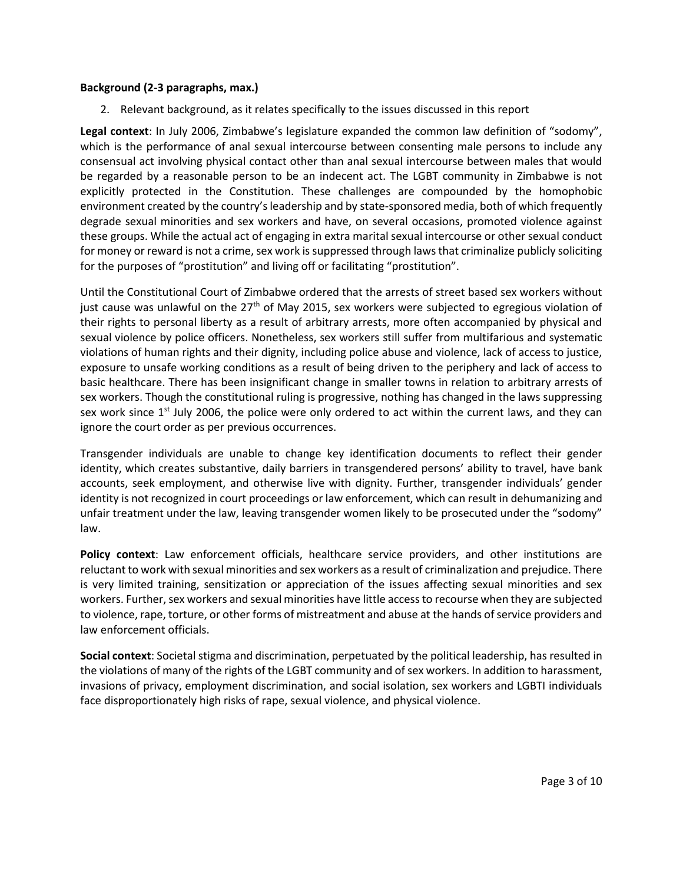**Background (2-3 paragraphs, max.)**

2. Relevant background, as it relates specifically to the issues discussed in this report

**Legal context**: In July 2006, Zimbabwe's legislature expanded the common law definition of "sodomy", which is the performance of anal sexual intercourse between consenting male persons to include any consensual act involving physical contact other than anal sexual intercourse between males that would be regarded by a reasonable person to be an indecent act. The LGBT community in Zimbabwe is not explicitly protected in the Constitution. These challenges are compounded by the homophobic environment created by the country's leadership and by state-sponsored media, both of which frequently degrade sexual minorities and sex workers and have, on several occasions, promoted violence against these groups. While the actual act of engaging in extra marital sexual intercourse or other sexual conduct for money or reward is not a crime, sex work is suppressed through laws that criminalize publicly soliciting for the purposes of "prostitution" and living off or facilitating "prostitution".

Until the Constitutional Court of Zimbabwe ordered that the arrests of street based sex workers without just cause was unlawful on the 27th of May 2015, sex workers were subjected to egregious violation of their rights to personal liberty as a result of arbitrary arrests, more often accompanied by physical and sexual violence by police officers. Nonetheless, sex workers still suffer from multifarious and systematic violations of human rights and their dignity, including police abuse and violence, lack of access to justice, exposure to unsafe working conditions as a result of being driven to the periphery and lack of access to basic healthcare. There has been insignificant change in smaller towns in relation to arbitrary arrests of sex workers. Though the constitutional ruling is progressive, nothing has changed in the laws suppressing sex work since 1st July 2006, the police were only ordered to act within the current laws, and they can ignore the court order as per previous occurrences.

Transgender individuals are unable to change key identification documents to reflect their gender identity, which creates substantive, daily barriers in transgendered persons' ability to travel, have bank accounts, seek employment, and otherwise live with dignity. Further, transgender individuals' gender identity is not recognized in court proceedings or law enforcement, which can result in dehumanizing and unfair treatment under the law, leaving transgender women likely to be prosecuted under the "sodomy" law.

**Policy context**: Law enforcement officials, healthcare service providers, and other institutions are reluctant to work with sexual minorities and sex workers as a result of criminalization and prejudice. There is very limited training, sensitization or appreciation of the issues affecting sexual minorities and sex workers. Further, sex workers and sexual minorities have little access to recourse when they are subjected to violence, rape, torture, or other forms of mistreatment and abuse at the hands of service providers and law enforcement officials.

**Social context**: Societal stigma and discrimination, perpetuated by the political leadership, has resulted in the violations of many of the rights of the LGBT community and of sex workers. In addition to harassment, invasions of privacy, employment discrimination, and social isolation, sex workers and LGBTI individuals face disproportionately high risks of rape, sexual violence, and physical violence.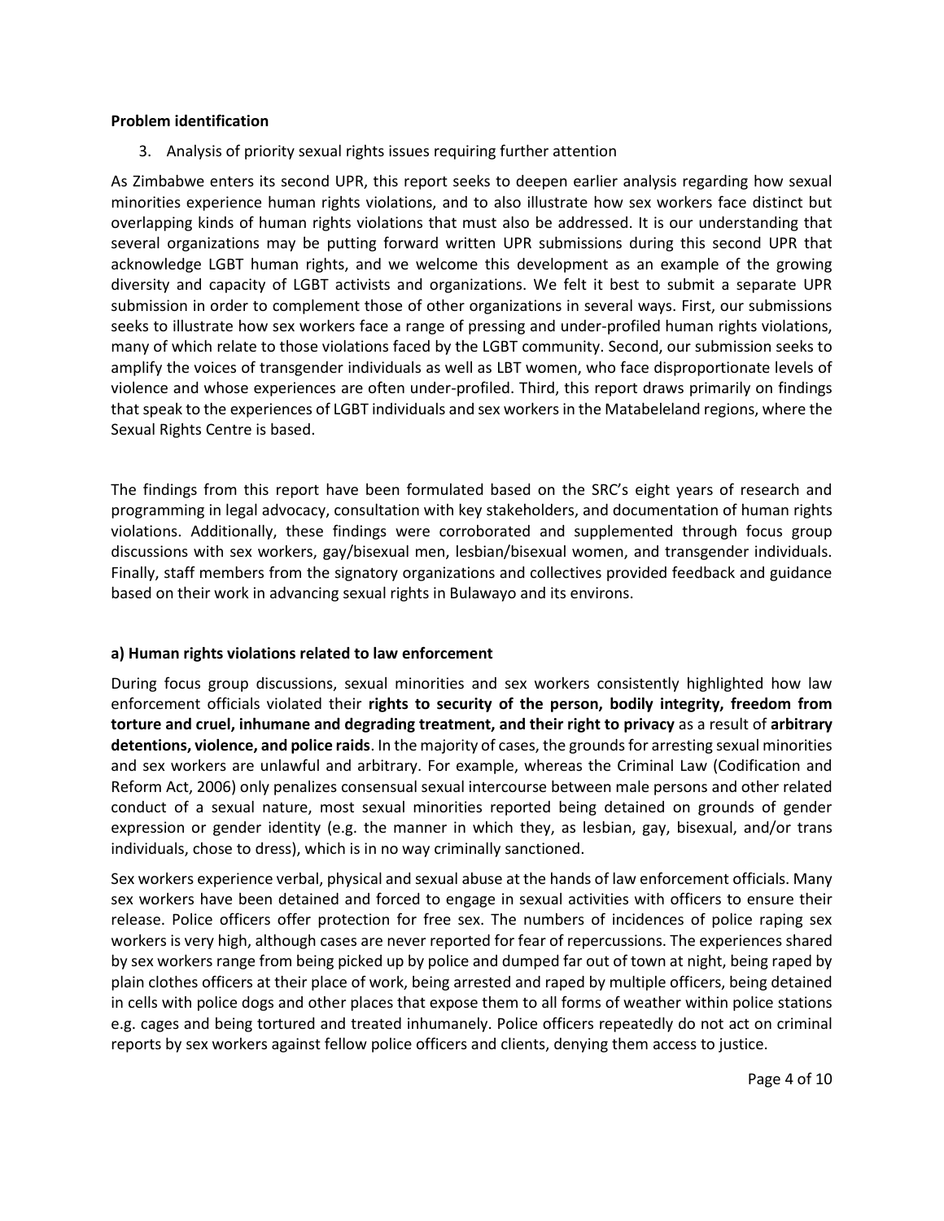**Problem identification**

3. Analysis of priority sexual rights issues requiring further attention

As Zimbabwe enters its second UPR, this report seeks to deepen earlier analysis regarding how sexual minorities experience human rights violations, and to also illustrate how sex workers face distinct but overlapping kinds of human rights violations that must also be addressed. It is our understanding that several organizations may be putting forward written UPR submissions during this second UPR that acknowledge LGBT human rights, and we welcome this development as an example of the growing diversity and capacity of LGBT activists and organizations. We felt it best to submit a separate UPR submission in order to complement those of other organizations in several ways. First, our submissions seeks to illustrate how sex workers face a range of pressing and under-profiled human rights violations, many of which relate to those violations faced by the LGBT community. Second, our submission seeks to amplify the voices of transgender individuals as well as LBT women, who face disproportionate levels of violence and whose experiences are often under-profiled. Third, this report draws primarily on findings that speak to the experiences of LGBT individuals and sex workers in the Matabeleland regions, where the Sexual Rights Centre is based.

The findings from this report have been formulated based on the SRC's eight years of research and programming in legal advocacy, consultation with key stakeholders, and documentation of human rights violations. Additionally, these findings were corroborated and supplemented through focus group discussions with sex workers, gay/bisexual men, lesbian/bisexual women, and transgender individuals. Finally, staff members from the signatory organizations and collectives provided feedback and guidance based on their work in advancing sexual rights in Bulawayo and its environs.

**a) Human rights violations related to law enforcement**

During focus group discussions, sexual minorities and sex workers consistently highlighted how law enforcement officials violated their **rights to security of the person, bodily integrity, freedom from torture and cruel, inhumane and degrading treatment, and their right to privacy** as a result of **arbitrary detentions, violence, and police raids**. In the majority of cases, the grounds for arresting sexual minorities and sex workers are unlawful and arbitrary. For example, whereas the Criminal Law (Codification and Reform Act, 2006) only penalizes consensual sexual intercourse between male persons and other related conduct of a sexual nature, most sexual minorities reported being detained on grounds of gender expression or gender identity (e.g. the manner in which they, as lesbian, gay, bisexual, and/or trans individuals, chose to dress), which is in no way criminally sanctioned.

Sex workers experience verbal, physical and sexual abuse at the hands of law enforcement officials. Many sex workers have been detained and forced to engage in sexual activities with officers to ensure their release. Police officers offer protection for free sex. The numbers of incidences of police raping sex workers is very high, although cases are never reported for fear of repercussions. The experiences shared by sex workers range from being picked up by police and dumped far out of town at night, being raped by plain clothes officers at their place of work, being arrested and raped by multiple officers, being detained in cells with police dogs and other places that expose them to all forms of weather within police stations e.g. cages and being tortured and treated inhumanely. Police officers repeatedly do not act on criminal reports by sex workers against fellow police officers and clients, denying them access to justice.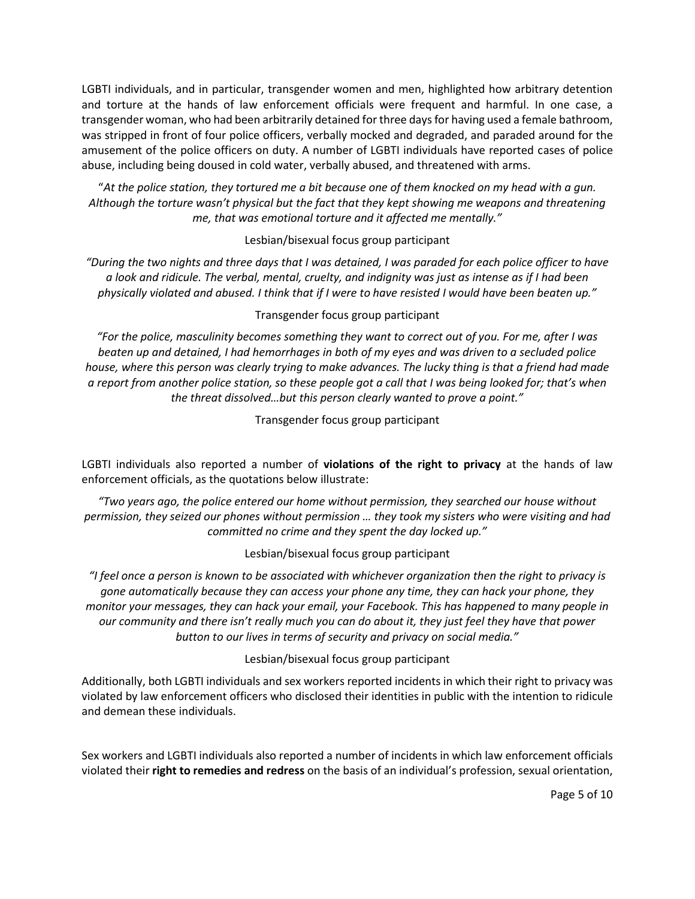LGBTI individuals, and in particular, transgender women and men, highlighted how arbitrary detention and torture at the hands of law enforcement officials were frequent and harmful. In one case, a transgender woman, who had been arbitrarily detained for three days for having used a female bathroom, was stripped in front of four police officers, verbally mocked and degraded, and paraded around for the amusement of the police officers on duty. A number of LGBTI individuals have reported cases of police abuse, including being doused in cold water, verbally abused, and threatened with arms.

"*At the police station, they tortured me a bit because one of them knocked on my head with a gun. Although the torture wasn't physical but the fact that they kept showing me weapons and threatening me, that was emotional torture and it affected me mentally."*

Lesbian/bisexual focus group participant

*"During the two nights and three days that I was detained, I was paraded for each police officer to have a look and ridicule. The verbal, mental, cruelty, and indignity was just as intense as if I had been physically violated and abused. I think that if I were to have resisted I would have been beaten up."*

Transgender focus group participant

*"For the police, masculinity becomes something they want to correct out of you. For me, after I was beaten up and detained, I had hemorrhages in both of my eyes and was driven to a secluded police house, where this person was clearly trying to make advances. The lucky thing is that a friend had made a report from another police station, so these people got a call that I was being looked for; that's when the threat dissolved…but this person clearly wanted to prove a point."*

Transgender focus group participant

LGBTI individuals also reported a number of **violations of the right to privacy** at the hands of law enforcement officials, as the quotations below illustrate:

*"Two years ago, the police entered our home without permission, they searched our house without permission, they seized our phones without permission … they took my sisters who were visiting and had committed no crime and they spent the day locked up."*

Lesbian/bisexual focus group participant

*"I feel once a person is known to be associated with whichever organization then the right to privacy is gone automatically because they can access your phone any time, they can hack your phone, they monitor your messages, they can hack your email, your Facebook. This has happened to many people in our community and there isn't really much you can do about it, they just feel they have that power button to our lives in terms of security and privacy on social media."*

Lesbian/bisexual focus group participant

Additionally, both LGBTI individuals and sex workers reported incidents in which their right to privacy was violated by law enforcement officers who disclosed their identities in public with the intention to ridicule and demean these individuals.

Sex workers and LGBTI individuals also reported a number of incidents in which law enforcement officials violated their **right to remedies and redress** on the basis of an individual's profession, sexual orientation,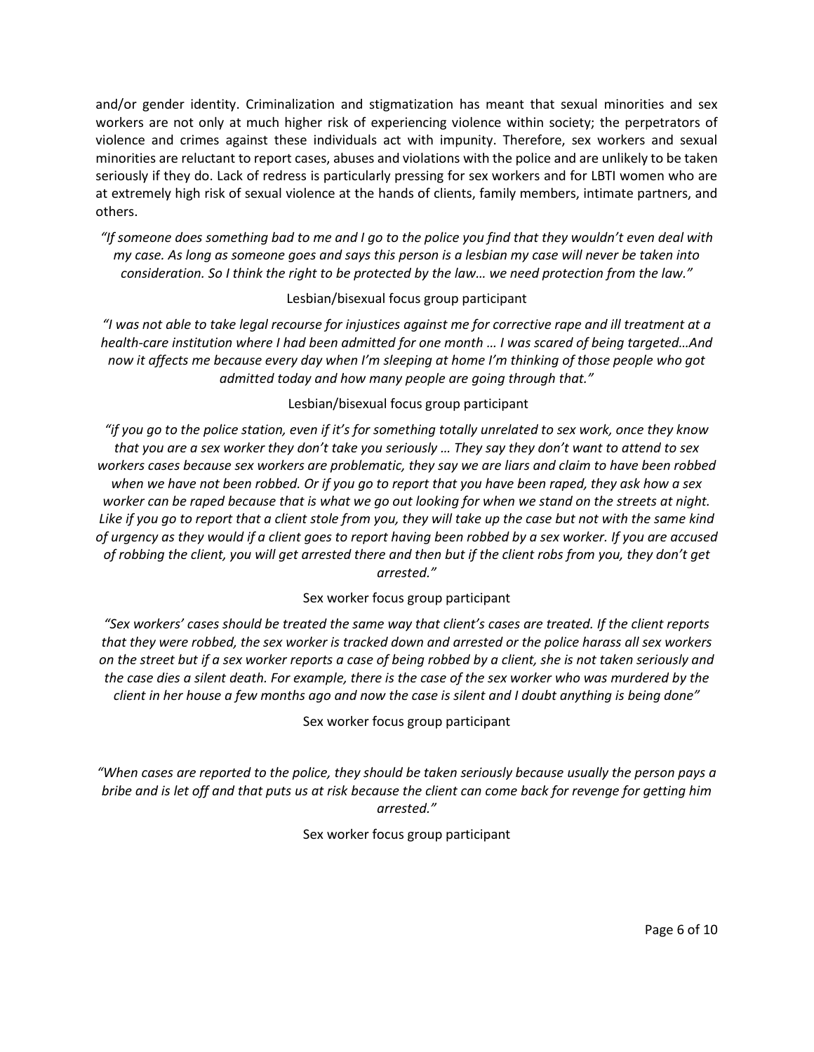and/or gender identity. Criminalization and stigmatization has meant that sexual minorities and sex workers are not only at much higher risk of experiencing violence within society; the perpetrators of violence and crimes against these individuals act with impunity. Therefore, sex workers and sexual minorities are reluctant to report cases, abuses and violations with the police and are unlikely to be taken seriously if they do. Lack of redress is particularly pressing for sex workers and for LBTI women who are at extremely high risk of sexual violence at the hands of clients, family members, intimate partners, and others.

*"If someone does something bad to me and I go to the police you find that they wouldn't even deal with my case. As long as someone goes and says this person is a lesbian my case will never be taken into consideration. So I think the right to be protected by the law… we need protection from the law."*

Lesbian/bisexual focus group participant

*"I was not able to take legal recourse for injustices against me for corrective rape and ill treatment at a health-care institution where I had been admitted for one month … I was scared of being targeted…And now it affects me because every day when I'm sleeping at home I'm thinking of those people who got admitted today and how many people are going through that."*

Lesbian/bisexual focus group participant

*"if you go to the police station, even if it's for something totally unrelated to sex work, once they know that you are a sex worker they don't take you seriously … They say they don't want to attend to sex workers cases because sex workers are problematic, they say we are liars and claim to have been robbed when we have not been robbed. Or if you go to report that you have been raped, they ask how a sex worker can be raped because that is what we go out looking for when we stand on the streets at night. Like if you go to report that a client stole from you, they will take up the case but not with the same kind of urgency as they would if a client goes to report having been robbed by a sex worker. If you are accused of robbing the client, you will get arrested there and then but if the client robs from you, they don't get arrested."*

Sex worker focus group participant

*"Sex workers' cases should be treated the same way that client's cases are treated. If the client reports that they were robbed, the sex worker is tracked down and arrested or the police harass all sex workers on the street but if a sex worker reports a case of being robbed by a client, she is not taken seriously and the case dies a silent death. For example, there is the case of the sex worker who was murdered by the client in her house a few months ago and now the case is silent and I doubt anything is being done"*

Sex worker focus group participant

*"When cases are reported to the police, they should be taken seriously because usually the person pays a bribe and is let off and that puts us at risk because the client can come back for revenge for getting him arrested."*

Sex worker focus group participant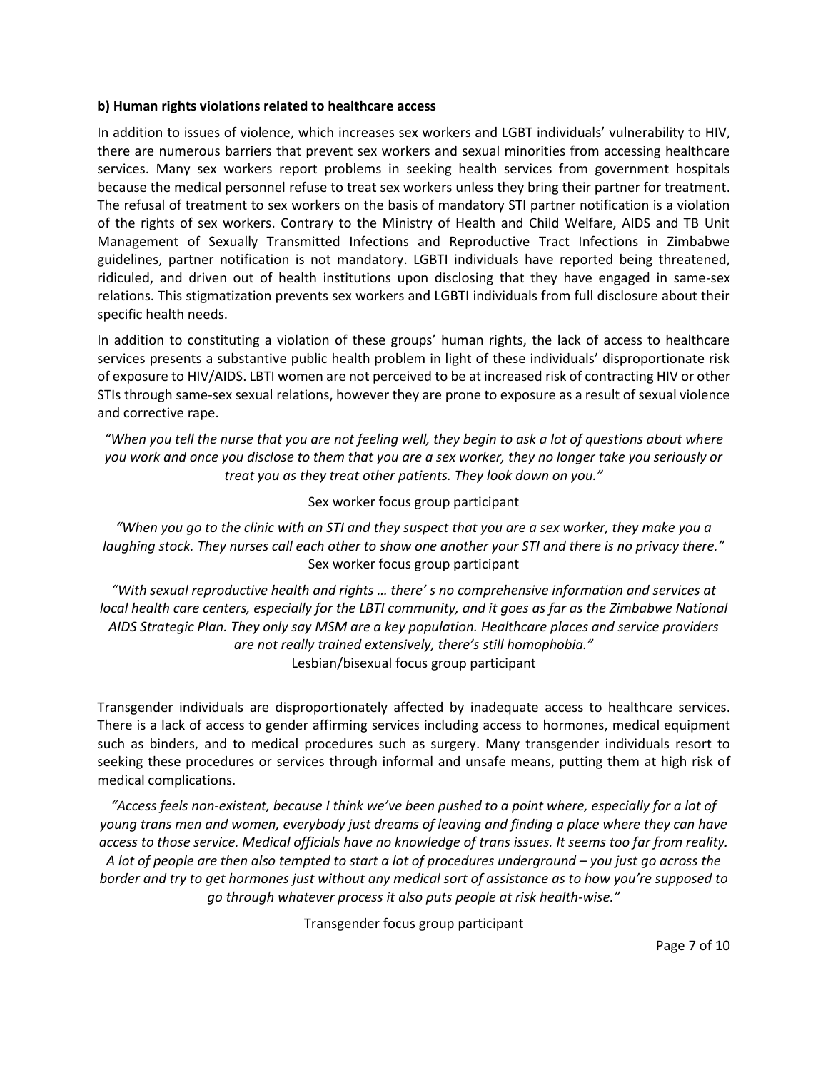**b) Human rights violations related to healthcare access**

In addition to issues of violence, which increases sex workers and LGBT individuals' vulnerability to HIV, there are numerous barriers that prevent sex workers and sexual minorities from accessing healthcare services. Many sex workers report problems in seeking health services from government hospitals because the medical personnel refuse to treat sex workers unless they bring their partner for treatment. The refusal of treatment to sex workers on the basis of mandatory STI partner notification is a violation of the rights of sex workers. Contrary to the Ministry of Health and Child Welfare, AIDS and TB Unit Management of Sexually Transmitted Infections and Reproductive Tract Infections in Zimbabwe guidelines, partner notification is not mandatory. LGBTI individuals have reported being threatened, ridiculed, and driven out of health institutions upon disclosing that they have engaged in same-sex relations. This stigmatization prevents sex workers and LGBTI individuals from full disclosure about their specific health needs.

In addition to constituting a violation of these groups' human rights, the lack of access to healthcare services presents a substantive public health problem in light of these individuals' disproportionate risk of exposure to HIV/AIDS. LBTI women are not perceived to be at increased risk of contracting HIV or other STIs through same-sex sexual relations, however they are prone to exposure as a result of sexual violence and corrective rape.

*"When you tell the nurse that you are not feeling well, they begin to ask a lot of questions about where you work and once you disclose to them that you are a sex worker, they no longer take you seriously or treat you as they treat other patients. They look down on you."*

Sex worker focus group participant

*"When you go to the clinic with an STI and they suspect that you are a sex worker, they make you a laughing stock. They nurses call each other to show one another your STI and there is no privacy there."*

Sex worker focus group participant

*"With sexual reproductive health and rights … there' s no comprehensive information and services at local health care centers, especially for the LBTI community, and it goes as far as the Zimbabwe National AIDS Strategic Plan. They only say MSM are a key population. Healthcare places and service providers are not really trained extensively, there's still homophobia."*

Lesbian/bisexual focus group participant

Transgender individuals are disproportionately affected by inadequate access to healthcare services. There is a lack of access to gender affirming services including access to hormones, medical equipment such as binders, and to medical procedures such as surgery. Many transgender individuals resort to seeking these procedures or services through informal and unsafe means, putting them at high risk of medical complications.

*"Access feels non-existent, because I think we've been pushed to a point where, especially for a lot of young trans men and women, everybody just dreams of leaving and finding a place where they can have access to those service. Medical officials have no knowledge of trans issues. It seems too far from reality. A lot of people are then also tempted to start a lot of procedures underground – you just go across the border and try to get hormones just without any medical sort of assistance as to how you're supposed to go through whatever process it also puts people at risk health-wise."*

Transgender focus group participant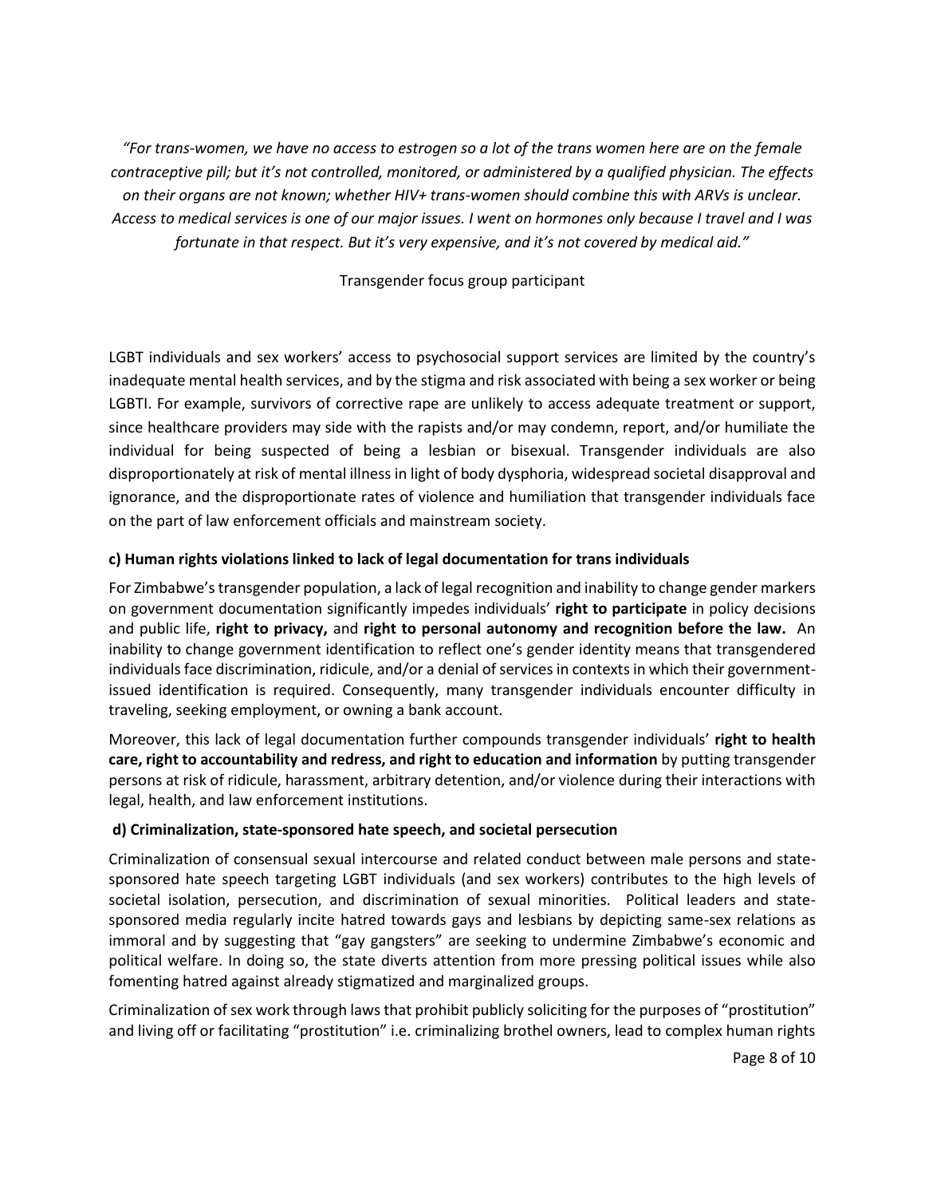*"For trans-women, we have no access to estrogen so a lot of the trans women here are on the female contraceptive pill; but it's not controlled, monitored, or administered by a qualified physician. The effects on their organs are not known; whether HIV+ trans-women should combine this with ARVs is unclear. Access to medical services is one of our major issues. I went on hormones only because I travel and I was fortunate in that respect. But it's very expensive, and it's not covered by medical aid."*

Transgender focus group participant

LGBT individuals and sex workers' access to psychosocial support services are limited by the country's inadequate mental health services, and by the stigma and risk associated with being a sex worker or being LGBTI. For example, survivors of corrective rape are unlikely to access adequate treatment or support, since healthcare providers may side with the rapists and/or may condemn, report, and/or humiliate the individual for being suspected of being a lesbian or bisexual. Transgender individuals are also disproportionately at risk of mental illness in light of body dysphoria, widespread societal disapproval and ignorance, and the disproportionate rates of violence and humiliation that transgender individuals face on the part of law enforcement officials and mainstream society.

**c) Human rights violations linked to lack of legal documentation for trans individuals**

For Zimbabwe's transgender population, a lack of legal recognition and inability to change gender markers on government documentation significantly impedes individuals' **right to participate** in policy decisions and public life, **right to privacy,** and **right to personal autonomy and recognition before the law.** An inability to change government identification to reflect one's gender identity means that transgendered individuals face discrimination, ridicule, and/or a denial of services in contexts in which their government-issued identification is required. Consequently, many transgender individuals encounter difficulty in traveling, seeking employment, or owning a bank account.

Moreover, this lack of legal documentation further compounds transgender individuals' **right to health care, right to accountability and redress, and right to education and information** by putting transgender persons at risk of ridicule, harassment, arbitrary detention, and/or violence during their interactions with legal, health, and law enforcement institutions.

**d) Criminalization, state-sponsored hate speech, and societal persecution**

Criminalization of consensual sexual intercourse and related conduct between male persons and state-sponsored hate speech targeting LGBT individuals (and sex workers) contributes to the high levels of societal isolation, persecution, and discrimination of sexual minorities. Political leaders and state-sponsored media regularly incite hatred towards gays and lesbians by depicting same-sex relations as immoral and by suggesting that "gay gangsters" are seeking to undermine Zimbabwe's economic and political welfare. In doing so, the state diverts attention from more pressing political issues while also fomenting hatred against already stigmatized and marginalized groups.

Criminalization of sex work through laws that prohibit publicly soliciting for the purposes of "prostitution" and living off or facilitating "prostitution" i.e. criminalizing brothel owners, lead to complex human rights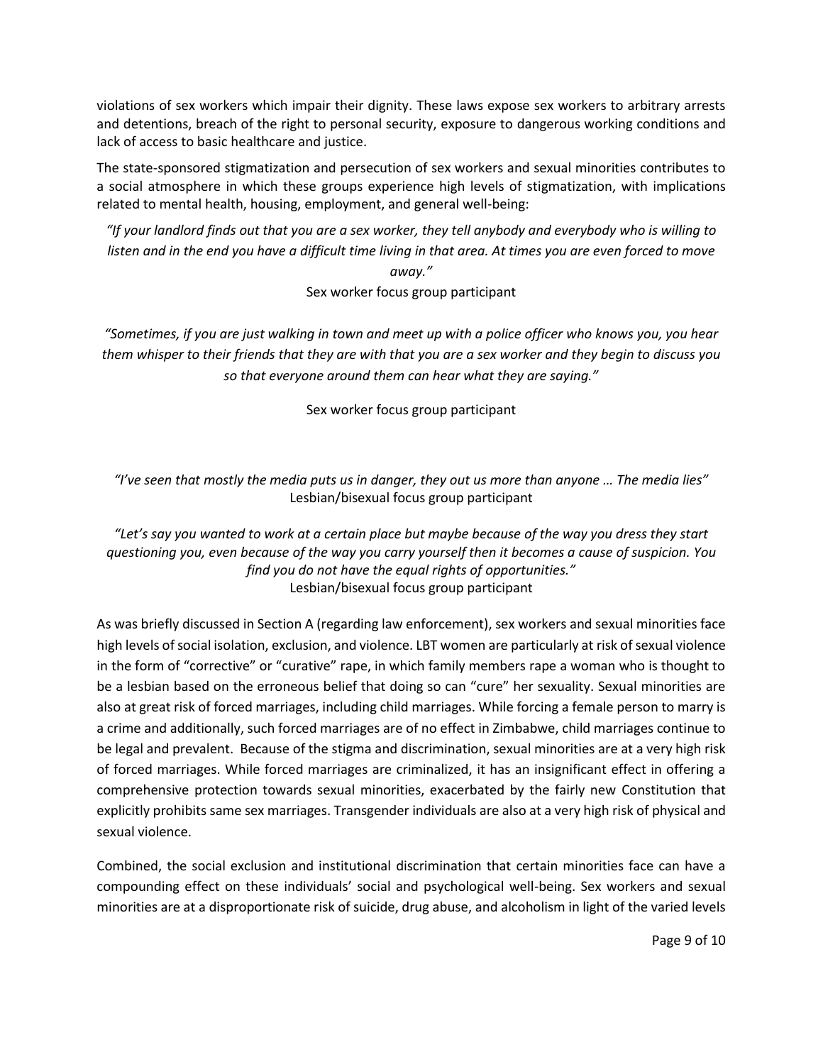violations of sex workers which impair their dignity. These laws expose sex workers to arbitrary arrests and detentions, breach of the right to personal security, exposure to dangerous working conditions and lack of access to basic healthcare and justice.

The state-sponsored stigmatization and persecution of sex workers and sexual minorities contributes to a social atmosphere in which these groups experience high levels of stigmatization, with implications related to mental health, housing, employment, and general well-being:

> *"If your landlord finds out that you are a sex worker, they tell anybody and everybody who is willing to listen and in the end you have a difficult time living in that area. At times you are even forced to move away."*
>
> Sex worker focus group participant

> *"Sometimes, if you are just walking in town and meet up with a police officer who knows you, you hear them whisper to their friends that they are with that you are a sex worker and they begin to discuss you so that everyone around them can hear what they are saying."*
>
> Sex worker focus group participant

> *"I've seen that mostly the media puts us in danger, they out us more than anyone … The media lies"*
>
> Lesbian/bisexual focus group participant

> *"Let's say you wanted to work at a certain place but maybe because of the way you dress they start questioning you, even because of the way you carry yourself then it becomes a cause of suspicion. You find you do not have the equal rights of opportunities."*
>
> Lesbian/bisexual focus group participant

As was briefly discussed in Section A (regarding law enforcement), sex workers and sexual minorities face high levels of social isolation, exclusion, and violence. LBT women are particularly at risk of sexual violence in the form of "corrective" or "curative" rape, in which family members rape a woman who is thought to be a lesbian based on the erroneous belief that doing so can "cure" her sexuality. Sexual minorities are also at great risk of forced marriages, including child marriages. While forcing a female person to marry is a crime and additionally, such forced marriages are of no effect in Zimbabwe, child marriages continue to be legal and prevalent. Because of the stigma and discrimination, sexual minorities are at a very high risk of forced marriages. While forced marriages are criminalized, it has an insignificant effect in offering a comprehensive protection towards sexual minorities, exacerbated by the fairly new Constitution that explicitly prohibits same sex marriages. Transgender individuals are also at a very high risk of physical and sexual violence.

Combined, the social exclusion and institutional discrimination that certain minorities face can have a compounding effect on these individuals' social and psychological well-being. Sex workers and sexual minorities are at a disproportionate risk of suicide, drug abuse, and alcoholism in light of the varied levels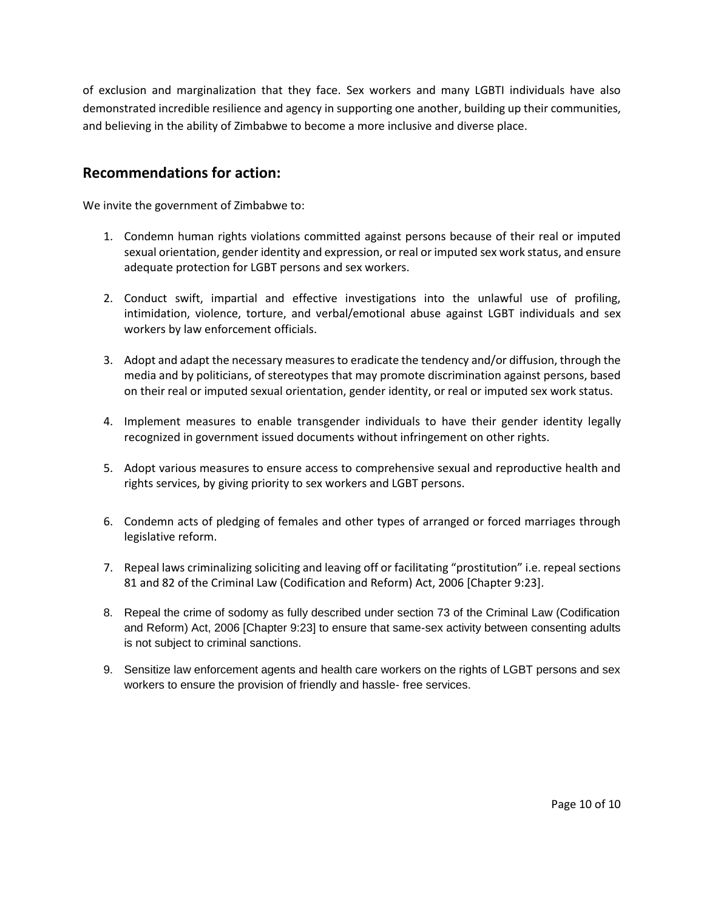of exclusion and marginalization that they face. Sex workers and many LGBTI individuals have also demonstrated incredible resilience and agency in supporting one another, building up their communities, and believing in the ability of Zimbabwe to become a more inclusive and diverse place.

## Recommendations for action:

We invite the government of Zimbabwe to:

1. Condemn human rights violations committed against persons because of their real or imputed sexual orientation, gender identity and expression, or real or imputed sex work status, and ensure adequate protection for LGBT persons and sex workers.

2. Conduct swift, impartial and effective investigations into the unlawful use of profiling, intimidation, violence, torture, and verbal/emotional abuse against LGBT individuals and sex workers by law enforcement officials.

3. Adopt and adapt the necessary measures to eradicate the tendency and/or diffusion, through the media and by politicians, of stereotypes that may promote discrimination against persons, based on their real or imputed sexual orientation, gender identity, or real or imputed sex work status.

4. Implement measures to enable transgender individuals to have their gender identity legally recognized in government issued documents without infringement on other rights.

5. Adopt various measures to ensure access to comprehensive sexual and reproductive health and rights services, by giving priority to sex workers and LGBT persons.

6. Condemn acts of pledging of females and other types of arranged or forced marriages through legislative reform.

7. Repeal laws criminalizing soliciting and leaving off or facilitating "prostitution" i.e. repeal sections 81 and 82 of the Criminal Law (Codification and Reform) Act, 2006 [Chapter 9:23].

8. Repeal the crime of sodomy as fully described under section 73 of the Criminal Law (Codification and Reform) Act, 2006 [Chapter 9:23] to ensure that same-sex activity between consenting adults is not subject to criminal sanctions.

9. Sensitize law enforcement agents and health care workers on the rights of LGBT persons and sex workers to ensure the provision of friendly and hassle- free services.